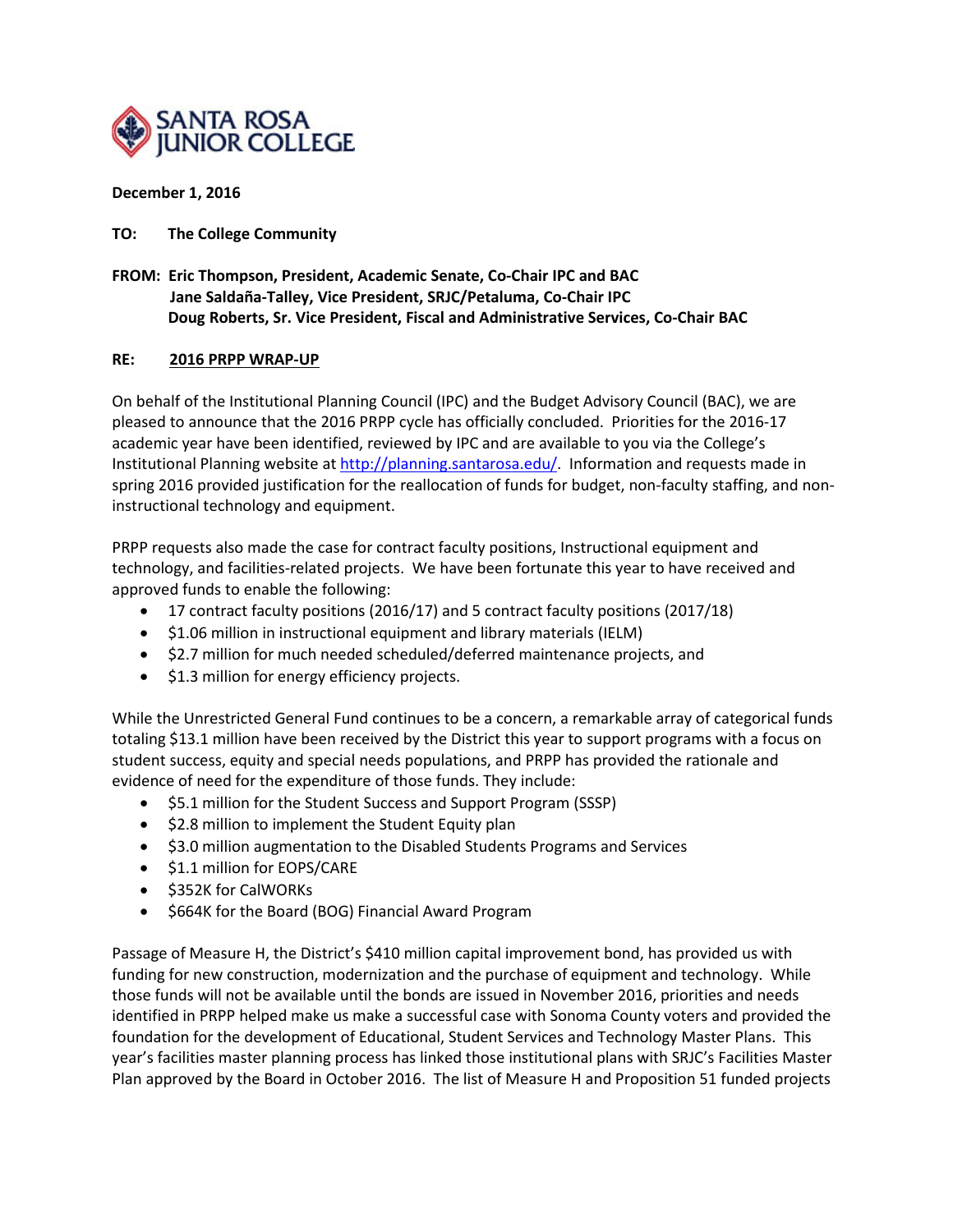**SANTA ROSA JUNIOR COLLEGE**

**December 1, 2016**

**TO: The College Community**

**FROM: Eric Thompson, President, Academic Senate, Co-Chair IPC and BAC**
**Jane Saldaña-Talley, Vice President, SRJC/Petaluma, Co-Chair IPC**
**Doug Roberts, Sr. Vice President, Fiscal and Administrative Services, Co-Chair BAC**

**RE: <u>2016 PRPP WRAP-UP</u>**

On behalf of the Institutional Planning Council (IPC) and the Budget Advisory Council (BAC), we are pleased to announce that the 2016 PRPP cycle has officially concluded. Priorities for the 2016-17 academic year have been identified, reviewed by IPC and are available to you via the College's Institutional Planning website at http://planning.santarosa.edu/. Information and requests made in spring 2016 provided justification for the reallocation of funds for budget, non-faculty staffing, and non-instructional technology and equipment.

PRPP requests also made the case for contract faculty positions, Instructional equipment and technology, and facilities-related projects. We have been fortunate this year to have received and approved funds to enable the following:

- 17 contract faculty positions (2016/17) and 5 contract faculty positions (2017/18)
- $1.06 million in instructional equipment and library materials (IELM)
- $2.7 million for much needed scheduled/deferred maintenance projects, and
- $1.3 million for energy efficiency projects.

While the Unrestricted General Fund continues to be a concern, a remarkable array of categorical funds totaling $13.1 million have been received by the District this year to support programs with a focus on student success, equity and special needs populations, and PRPP has provided the rationale and evidence of need for the expenditure of those funds. They include:

- $5.1 million for the Student Success and Support Program (SSSP)
- $2.8 million to implement the Student Equity plan
- $3.0 million augmentation to the Disabled Students Programs and Services
- $1.1 million for EOPS/CARE
- $352K for CalWORKs
- $664K for the Board (BOG) Financial Award Program

Passage of Measure H, the District's $410 million capital improvement bond, has provided us with funding for new construction, modernization and the purchase of equipment and technology. While those funds will not be available until the bonds are issued in November 2016, priorities and needs identified in PRPP helped make us make a successful case with Sonoma County voters and provided the foundation for the development of Educational, Student Services and Technology Master Plans. This year's facilities master planning process has linked those institutional plans with SRJC's Facilities Master Plan approved by the Board in October 2016. The list of Measure H and Proposition 51 funded projects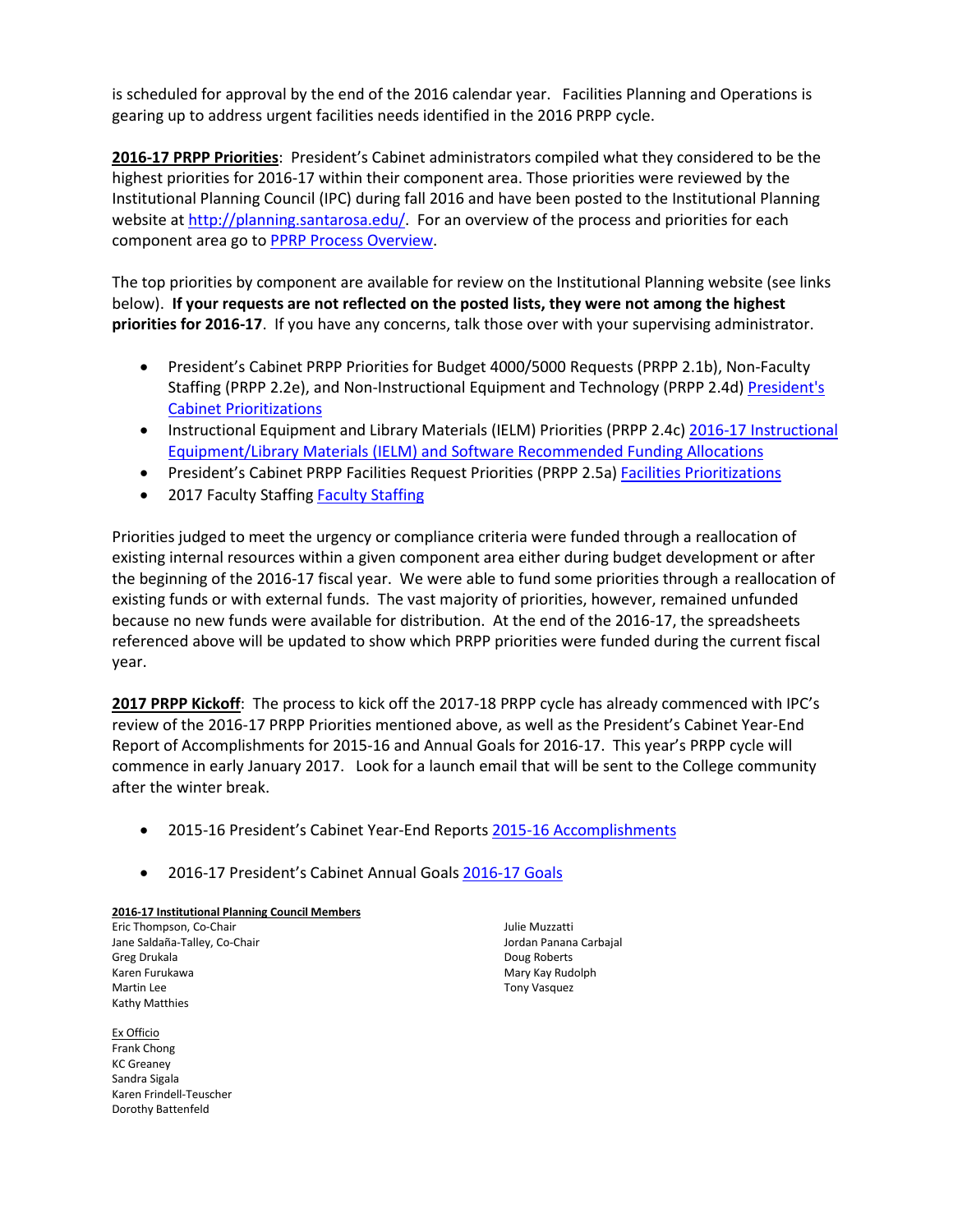is scheduled for approval by the end of the 2016 calendar year. Facilities Planning and Operations is gearing up to address urgent facilities needs identified in the 2016 PRPP cycle.

**2016-17 PRPP Priorities**: President's Cabinet administrators compiled what they considered to be the highest priorities for 2016-17 within their component area. Those priorities were reviewed by the Institutional Planning Council (IPC) during fall 2016 and have been posted to the Institutional Planning website at http://planning.santarosa.edu/. For an overview of the process and priorities for each component area go to PPRP Process Overview.

The top priorities by component are available for review on the Institutional Planning website (see links below). **If your requests are not reflected on the posted lists, they were not among the highest priorities for 2016-17**. If you have any concerns, talk those over with your supervising administrator.

- President's Cabinet PRPP Priorities for Budget 4000/5000 Requests (PRPP 2.1b), Non-Faculty Staffing (PRPP 2.2e), and Non-Instructional Equipment and Technology (PRPP 2.4d) President's Cabinet Prioritizations
- Instructional Equipment and Library Materials (IELM) Priorities (PRPP 2.4c) 2016-17 Instructional Equipment/Library Materials (IELM) and Software Recommended Funding Allocations
- President's Cabinet PRPP Facilities Request Priorities (PRPP 2.5a) Facilities Prioritizations
- 2017 Faculty Staffing Faculty Staffing

Priorities judged to meet the urgency or compliance criteria were funded through a reallocation of existing internal resources within a given component area either during budget development or after the beginning of the 2016-17 fiscal year. We were able to fund some priorities through a reallocation of existing funds or with external funds. The vast majority of priorities, however, remained unfunded because no new funds were available for distribution. At the end of the 2016-17, the spreadsheets referenced above will be updated to show which PRPP priorities were funded during the current fiscal year.

**2017 PRPP Kickoff**: The process to kick off the 2017-18 PRPP cycle has already commenced with IPC's review of the 2016-17 PRPP Priorities mentioned above, as well as the President's Cabinet Year-End Report of Accomplishments for 2015-16 and Annual Goals for 2016-17. This year's PRPP cycle will commence in early January 2017. Look for a launch email that will be sent to the College community after the winter break.

- 2015-16 President's Cabinet Year-End Reports 2015-16 Accomplishments
- 2016-17 President's Cabinet Annual Goals 2016-17 Goals

**2016-17 Institutional Planning Council Members**

Eric Thompson, Co-Chair
Jane Saldaña-Talley, Co-Chair
Greg Drukala
Karen Furukawa
Martin Lee
Kathy Matthies
Julie Muzzatti
Jordan Panana Carbajal
Doug Roberts
Mary Kay Rudolph
Tony Vasquez

Ex Officio

Frank Chong
KC Greaney
Sandra Sigala
Karen Frindell-Teuscher
Dorothy Battenfeld